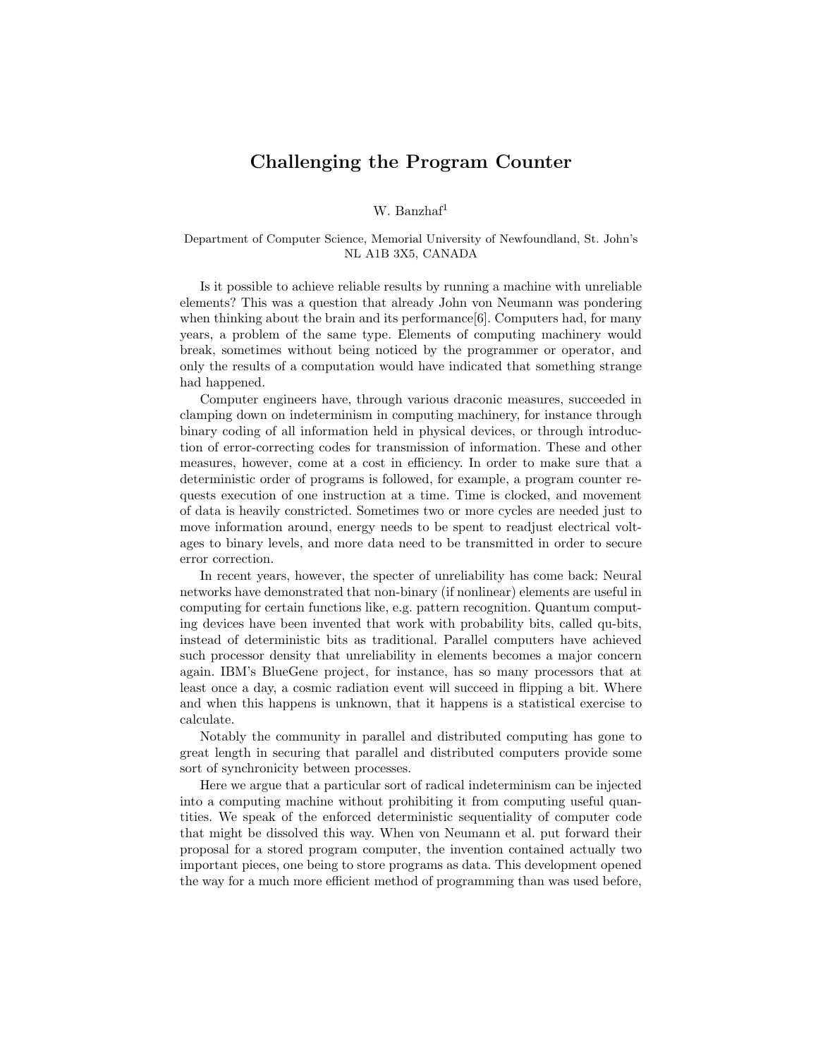# Challenging the Program Counter

W. Banzhaf[1]

Department of Computer Science, Memorial University of Newfoundland, St. John's NL A1B 3X5, CANADA

Is it possible to achieve reliable results by running a machine with unreliable elements? This was a question that already John von Neumann was pondering when thinking about the brain and its performance[6]. Computers had, for many years, a problem of the same type. Elements of computing machinery would break, sometimes without being noticed by the programmer or operator, and only the results of a computation would have indicated that something strange had happened.

Computer engineers have, through various draconic measures, succeeded in clamping down on indeterminism in computing machinery, for instance through binary coding of all information held in physical devices, or through introduction of error-correcting codes for transmission of information. These and other measures, however, come at a cost in efficiency. In order to make sure that a deterministic order of programs is followed, for example, a program counter requests execution of one instruction at a time. Time is clocked, and movement of data is heavily constricted. Sometimes two or more cycles are needed just to move information around, energy needs to be spent to readjust electrical voltages to binary levels, and more data need to be transmitted in order to secure error correction.

In recent years, however, the specter of unreliability has come back: Neural networks have demonstrated that non-binary (if nonlinear) elements are useful in computing for certain functions like, e.g. pattern recognition. Quantum computing devices have been invented that work with probability bits, called qu-bits, instead of deterministic bits as traditional. Parallel computers have achieved such processor density that unreliability in elements becomes a major concern again. IBM's BlueGene project, for instance, has so many processors that at least once a day, a cosmic radiation event will succeed in flipping a bit. Where and when this happens is unknown, that it happens is a statistical exercise to calculate.

Notably the community in parallel and distributed computing has gone to great length in securing that parallel and distributed computers provide some sort of synchronicity between processes.

Here we argue that a particular sort of radical indeterminism can be injected into a computing machine without prohibiting it from computing useful quantities. We speak of the enforced deterministic sequentiality of computer code that might be dissolved this way. When von Neumann et al. put forward their proposal for a stored program computer, the invention contained actually two important pieces, one being to store programs as data. This development opened the way for a much more efficient method of programming than was used before,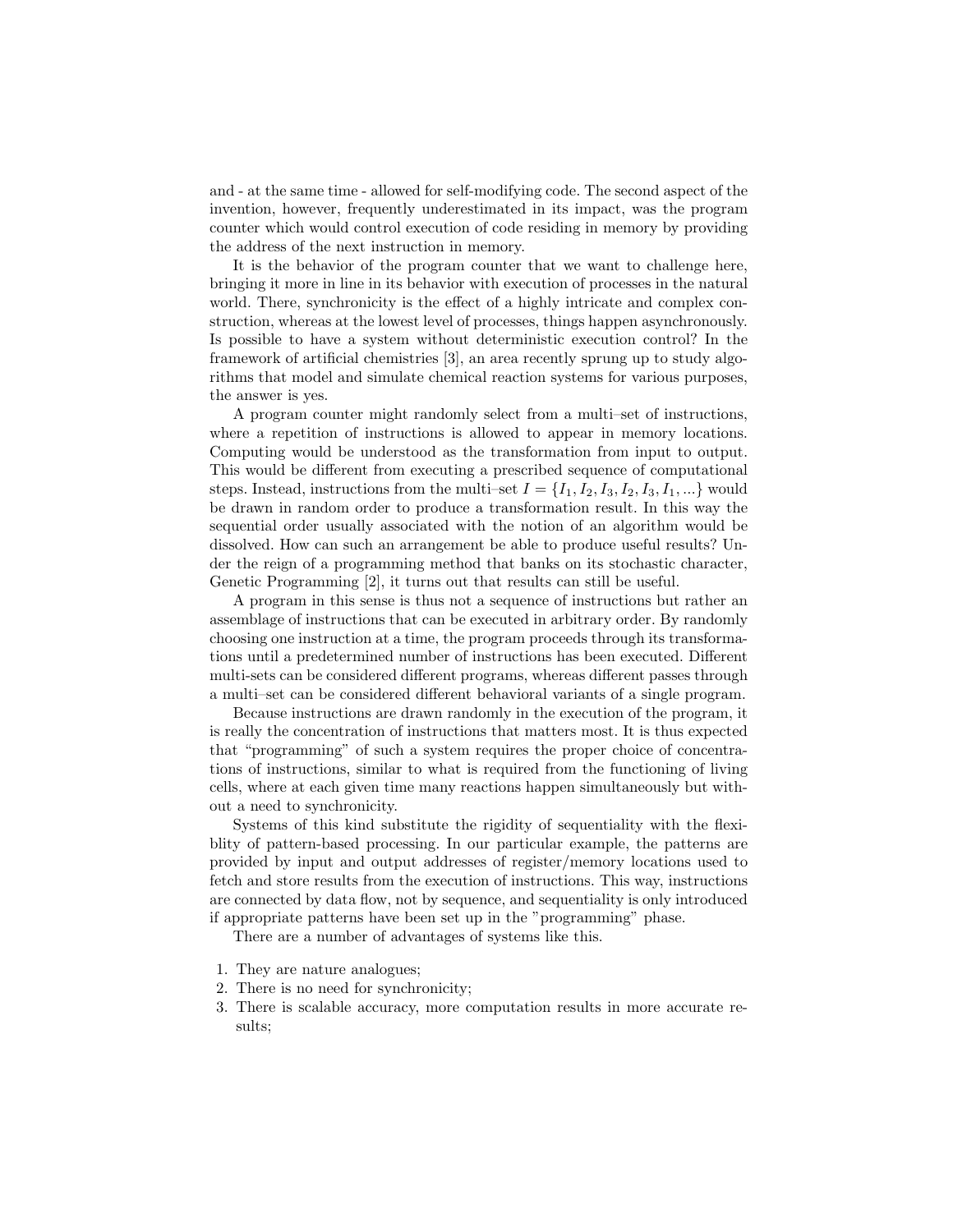and - at the same time - allowed for self-modifying code. The second aspect of the invention, however, frequently underestimated in its impact, was the program counter which would control execution of code residing in memory by providing the address of the next instruction in memory.

It is the behavior of the program counter that we want to challenge here, bringing it more in line in its behavior with execution of processes in the natural world. There, synchronicity is the effect of a highly intricate and complex construction, whereas at the lowest level of processes, things happen asynchronously. Is possible to have a system without deterministic execution control? In the framework of artificial chemistries [3], an area recently sprung up to study algorithms that model and simulate chemical reaction systems for various purposes, the answer is yes.

A program counter might randomly select from a multi–set of instructions, where a repetition of instructions is allowed to appear in memory locations. Computing would be understood as the transformation from input to output. This would be different from executing a prescribed sequence of computational steps. Instead, instructions from the multi–set $I = \{I_1, I_2, I_3, I_2, I_3, I_1, ...\}$ would be drawn in random order to produce a transformation result. In this way the sequential order usually associated with the notion of an algorithm would be dissolved. How can such an arrangement be able to produce useful results? Under the reign of a programming method that banks on its stochastic character, Genetic Programming [2], it turns out that results can still be useful.

A program in this sense is thus not a sequence of instructions but rather an assemblage of instructions that can be executed in arbitrary order. By randomly choosing one instruction at a time, the program proceeds through its transformations until a predetermined number of instructions has been executed. Different multi-sets can be considered different programs, whereas different passes through a multi–set can be considered different behavioral variants of a single program.

Because instructions are drawn randomly in the execution of the program, it is really the concentration of instructions that matters most. It is thus expected that "programming" of such a system requires the proper choice of concentrations of instructions, similar to what is required from the functioning of living cells, where at each given time many reactions happen simultaneously but without a need to synchronicity.

Systems of this kind substitute the rigidity of sequentiality with the flexiblity of pattern-based processing. In our particular example, the patterns are provided by input and output addresses of register/memory locations used to fetch and store results from the execution of instructions. This way, instructions are connected by data flow, not by sequence, and sequentiality is only introduced if appropriate patterns have been set up in the "programming" phase.

There are a number of advantages of systems like this.

1. They are nature analogues;
2. There is no need for synchronicity;
3. There is scalable accuracy, more computation results in more accurate results;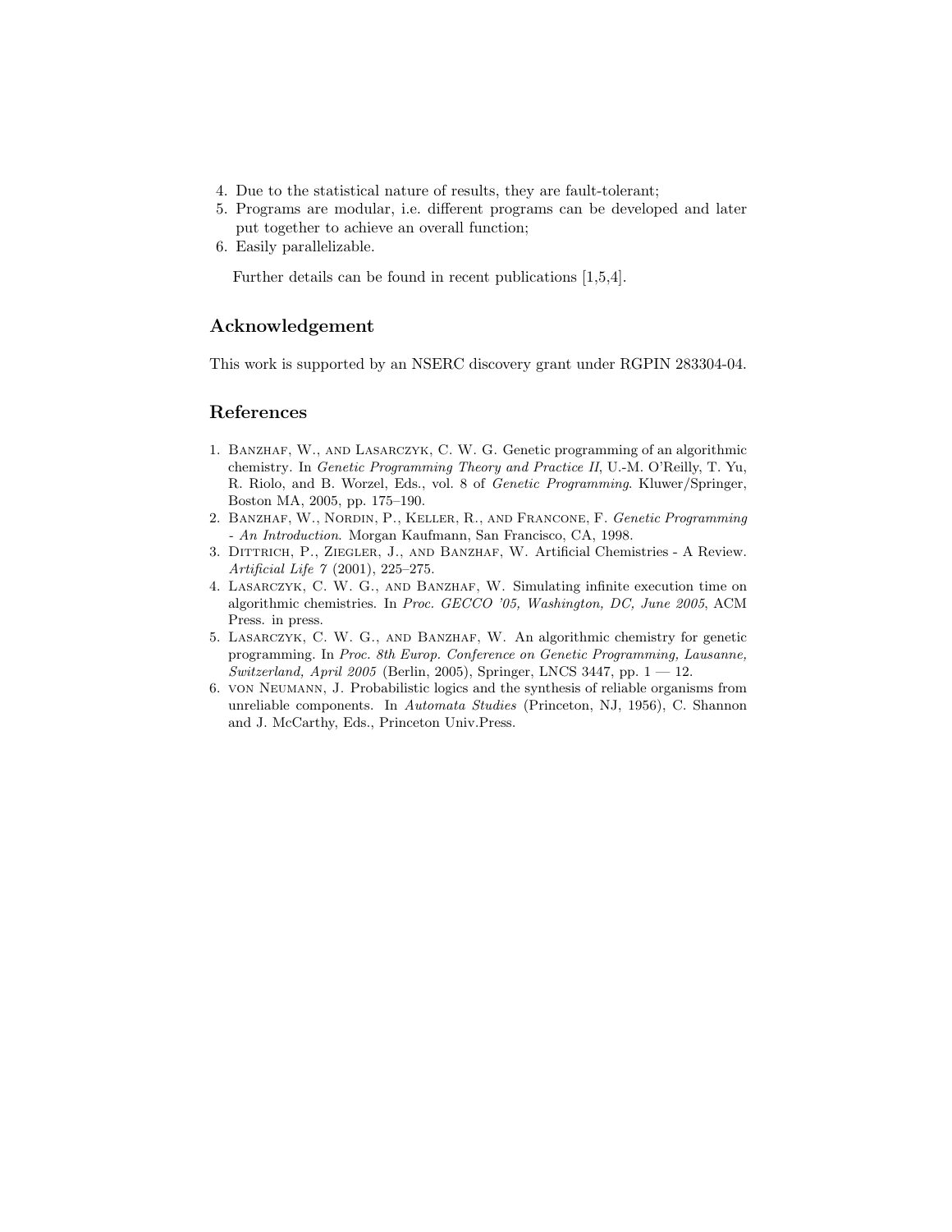4. Due to the statistical nature of results, they are fault-tolerant;
5. Programs are modular, i.e. different programs can be developed and later put together to achieve an overall function;
6. Easily parallelizable.

Further details can be found in recent publications [1,5,4].

## Acknowledgement

This work is supported by an NSERC discovery grant under RGPIN 283304-04.

## References

1. Banzhaf, W., and Lasarczyk, C. W. G. Genetic programming of an algorithmic chemistry. In *Genetic Programming Theory and Practice II*, U.-M. O'Reilly, T. Yu, R. Riolo, and B. Worzel, Eds., vol. 8 of *Genetic Programming*. Kluwer/Springer, Boston MA, 2005, pp. 175–190.
2. Banzhaf, W., Nordin, P., Keller, R., and Francone, F. *Genetic Programming - An Introduction*. Morgan Kaufmann, San Francisco, CA, 1998.
3. Dittrich, P., Ziegler, J., and Banzhaf, W. Artificial Chemistries - A Review. *Artificial Life 7* (2001), 225–275.
4. Lasarczyk, C. W. G., and Banzhaf, W. Simulating infinite execution time on algorithmic chemistries. In *Proc. GECCO '05, Washington, DC, June 2005*, ACM Press. in press.
5. Lasarczyk, C. W. G., and Banzhaf, W. An algorithmic chemistry for genetic programming. In *Proc. 8th Europ. Conference on Genetic Programming, Lausanne, Switzerland, April 2005* (Berlin, 2005), Springer, LNCS 3447, pp. 1 — 12.
6. von Neumann, J. Probabilistic logics and the synthesis of reliable organisms from unreliable components. In *Automata Studies* (Princeton, NJ, 1956), C. Shannon and J. McCarthy, Eds., Princeton Univ.Press.